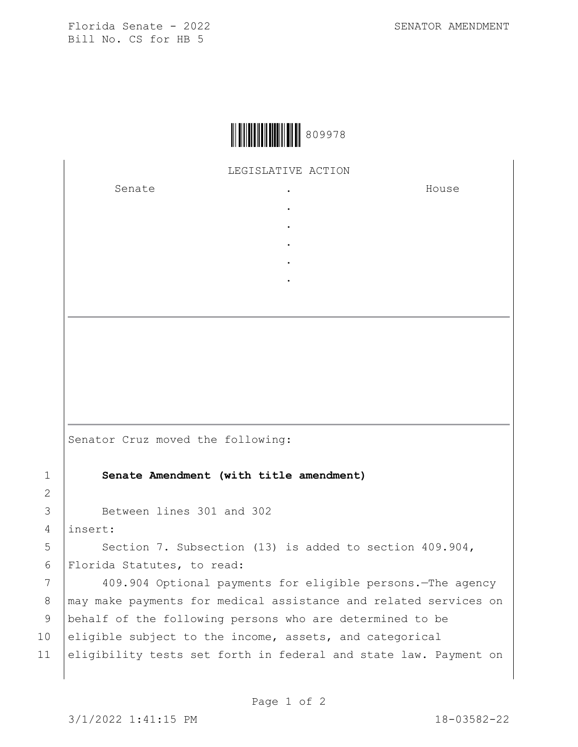Florida Senate - 2022 SENATOR AMENDMENT
Bill No. CS for HB 5

809978

LEGISLATIVE ACTION

| Senate | . | House |
|---|---|---|
| | . | |
| | . | |
| | . | |
| | . | |
| | . | |

Senator Cruz moved the following:

1 **Senate Amendment (with title amendment)**

2

3 Between lines 301 and 302

4 insert:

5 Section 7. Subsection (13) is added to section 409.904,

6 Florida Statutes, to read:

7 409.904 Optional payments for eligible persons.—The agency

8 may make payments for medical assistance and related services on

9 behalf of the following persons who are determined to be

10 eligible subject to the income, assets, and categorical

11 eligibility tests set forth in federal and state law. Payment on

3/1/2022 1:41:15 PM 18-03582-22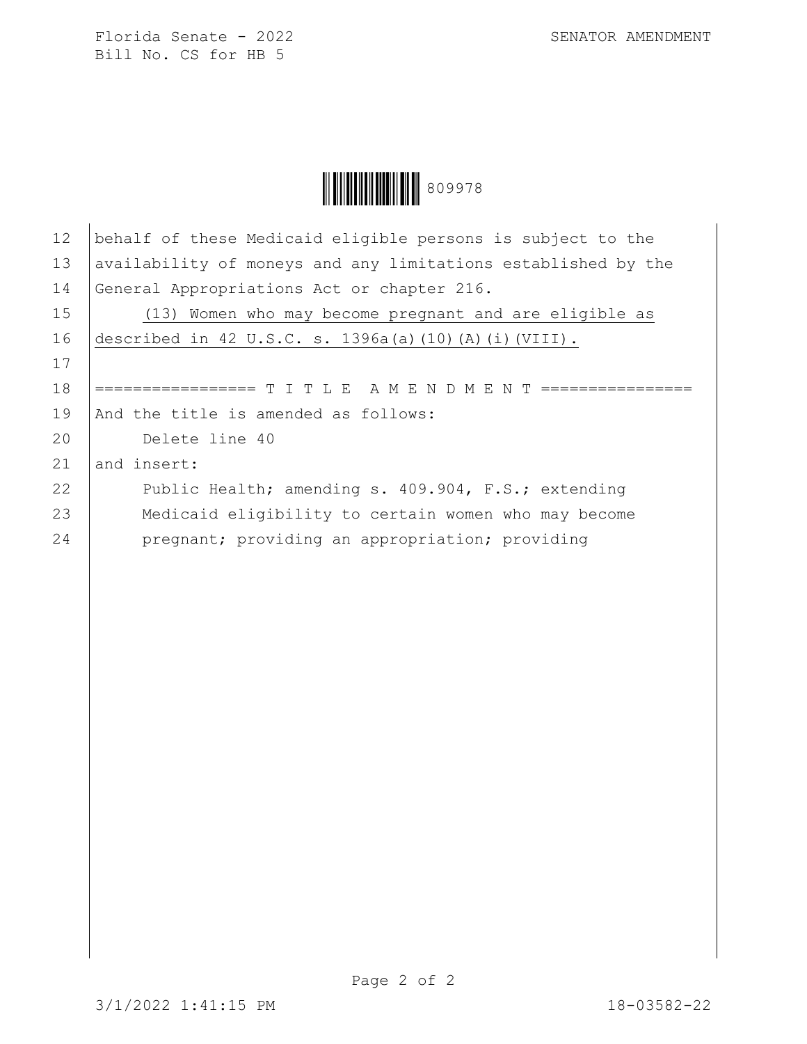809978

behalf of these Medicaid eligible persons is subject to the availability of moneys and any limitations established by the General Appropriations Act or chapter 216.

(13) Women who may become pregnant and are eligible as described in 42 U.S.C. s. 1396a(a)(10)(A)(i)(VIII).

================= T I T L E A M E N D M E N T ================

And the title is amended as follows:

Delete line 40

and insert:

Public Health; amending s. 409.904, F.S.; extending Medicaid eligibility to certain women who may become pregnant; providing an appropriation; providing